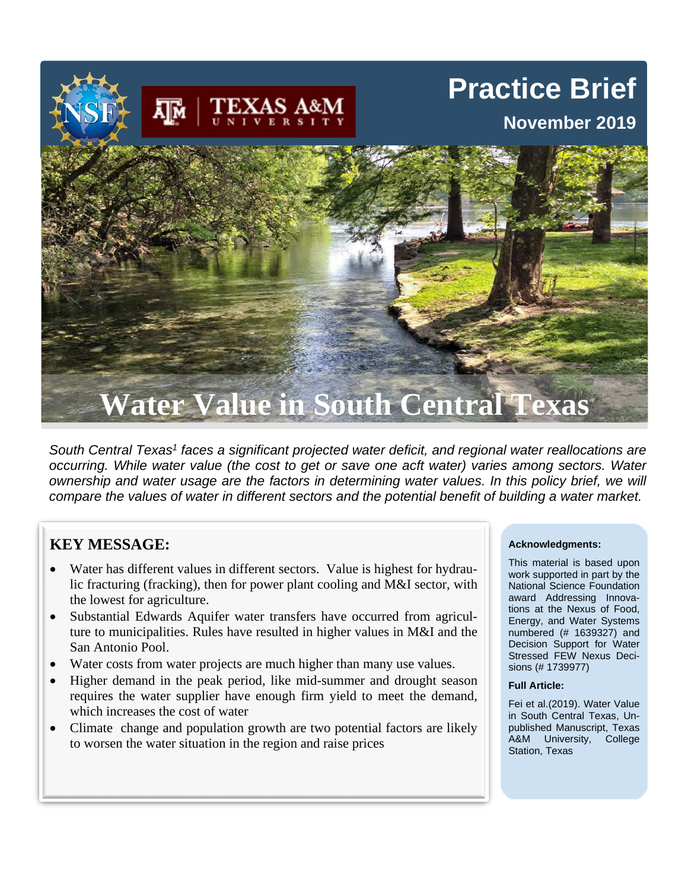# Practice Brief

**November 2019**

# Water Value in South Central Texas

*South Central Texas[1] faces a significant projected water deficit, and regional water reallocations are occurring. While water value (the cost to get or save one acft water) varies among sectors. Water ownership and water usage are the factors in determining water values. In this policy brief, we will compare the values of water in different sectors and the potential benefit of building a water market.*

## KEY MESSAGE:

- Water has different values in different sectors. Value is highest for hydraulic fracturing (fracking), then for power plant cooling and M&I sector, with the lowest for agriculture.
- Substantial Edwards Aquifer water transfers have occurred from agriculture to municipalities. Rules have resulted in higher values in M&I and the San Antonio Pool.
- Water costs from water projects are much higher than many use values.
- Higher demand in the peak period, like mid-summer and drought season requires the water supplier have enough firm yield to meet the demand, which increases the cost of water
- Climate change and population growth are two potential factors are likely to worsen the water situation in the region and raise prices

**Acknowledgments:**

This material is based upon work supported in part by the National Science Foundation award Addressing Innovations at the Nexus of Food, Energy, and Water Systems numbered (# 1639327) and Decision Support for Water Stressed FEW Nexus Decisions (# 1739977)

**Full Article:**

Fei et al.(2019). Water Value in South Central Texas, Unpublished Manuscript, Texas A&M University, College Station, Texas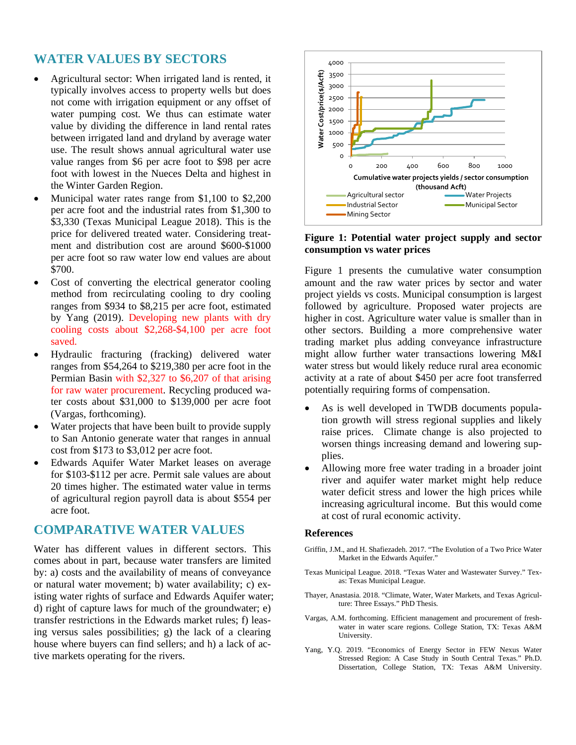## WATER VALUES BY SECTORS

- Agricultural sector: When irrigated land is rented, it typically involves access to property wells but does not come with irrigation equipment or any offset of water pumping cost. We thus can estimate water value by dividing the difference in land rental rates between irrigated land and dryland by average water use. The result shows annual agricultural water use value ranges from $6 per acre foot to $98 per acre foot with lowest in the Nueces Delta and highest in the Winter Garden Region.
- Municipal water rates range from $1,100 to $2,200 per acre foot and the industrial rates from $1,300 to $3,330 (Texas Municipal League 2018). This is the price for delivered treated water. Considering treatment and distribution cost are around $600-$1000 per acre foot so raw water low end values are about $700.
- Cost of converting the electrical generator cooling method from recirculating cooling to dry cooling ranges from $934 to $8,215 per acre foot, estimated by Yang (2019). Developing new plants with dry cooling costs about $2,268-$4,100 per acre foot saved.
- Hydraulic fracturing (fracking) delivered water ranges from $54,264 to $219,380 per acre foot in the Permian Basin with $2,327 to $6,207 of that arising for raw water procurement. Recycling produced water costs about $31,000 to $139,000 per acre foot (Vargas, forthcoming).
- Water projects that have been built to provide supply to San Antonio generate water that ranges in annual cost from $173 to $3,012 per acre foot.
- Edwards Aquifer Water Market leases on average for $103-$112 per acre. Permit sale values are about 20 times higher. The estimated water value in terms of agricultural region payroll data is about $554 per acre foot.

## COMPARATIVE WATER VALUES

Water has different values in different sectors. This comes about in part, because water transfers are limited by: a) costs and the availability of means of conveyance or natural water movement; b) water availability; c) existing water rights of surface and Edwards Aquifer water; d) right of capture laws for much of the groundwater; e) transfer restrictions in the Edwards market rules; f) leasing versus sales possibilities; g) the lack of a clearing house where buyers can find sellers; and h) a lack of active markets operating for the rivers.

Water Cost/price($/Acft)
4000
3500
3000
2500
2000
1500
1000
500
0
0 200 400 600 800 1000
Cumulative water projects yields / sector consumption (thousand Acft)
Agricultural sector
Water Projects
Industrial Sector
Municipal Sector
Mining Sector

**Figure 1: Potential water project supply and sector consumption vs water prices**

Figure 1 presents the cumulative water consumption amount and the raw water prices by sector and water project yields vs costs. Municipal consumption is largest followed by agriculture. Proposed water projects are higher in cost. Agriculture water value is smaller than in other sectors. Building a more comprehensive water trading market plus adding conveyance infrastructure might allow further water transactions lowering M&I water stress but would likely reduce rural area economic activity at a rate of about $450 per acre foot transferred potentially requiring forms of compensation.

- As is well developed in TWDB documents population growth will stress regional supplies and likely raise prices. Climate change is also projected to worsen things increasing demand and lowering supplies.
- Allowing more free water trading in a broader joint river and aquifer water market might help reduce water deficit stress and lower the high prices while increasing agricultural income. But this would come at cost of rural economic activity.

### References

Griffin, J.M., and H. Shafiezadeh. 2017. "The Evolution of a Two Price Water Market in the Edwards Aquifer."

Texas Municipal League. 2018. "Texas Water and Wastewater Survey." Texas: Texas Municipal League.

Thayer, Anastasia. 2018. "Climate, Water, Water Markets, and Texas Agriculture: Three Essays." PhD Thesis.

Vargas, A.M. forthcoming. Efficient management and procurement of freshwater in water scare regions. College Station, TX: Texas A&M University.

Yang, Y.Q. 2019. "Economics of Energy Sector in FEW Nexus Water Stressed Region: A Case Study in South Central Texas." Ph.D. Dissertation, College Station, TX: Texas A&M University.